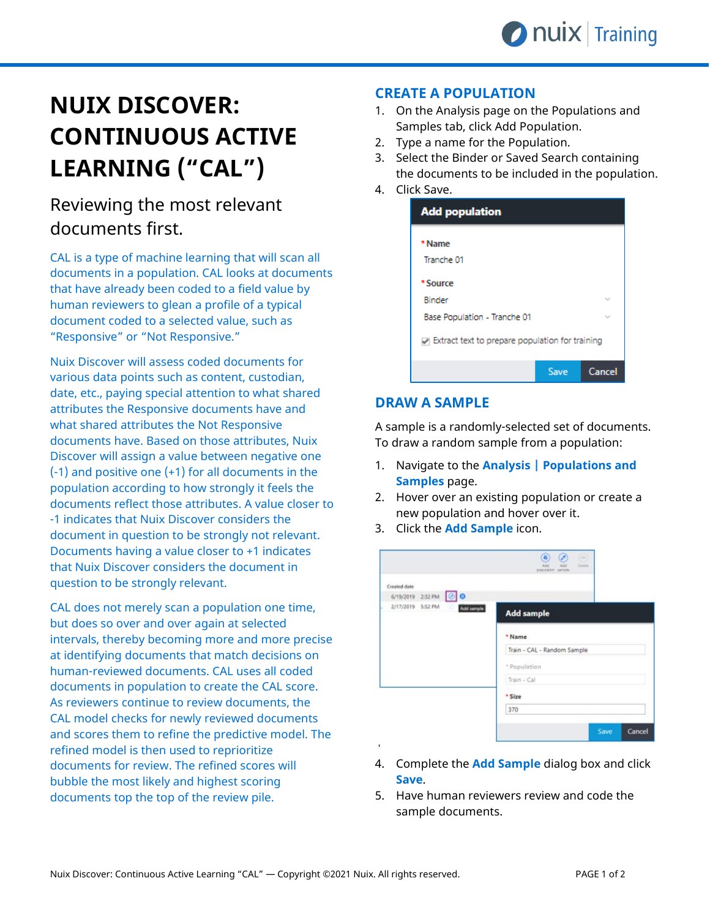# NUIX DISCOVER: CONTINUOUS ACTIVE LEARNING ("CAL")

## Reviewing the most relevant documents first.

CAL is a type of machine learning that will scan all documents in a population. CAL looks at documents that have already been coded to a field value by human reviewers to glean a profile of a typical document coded to a selected value, such as "Responsive" or "Not Responsive."

Nuix Discover will assess coded documents for various data points such as content, custodian, date, etc., paying special attention to what shared attributes the Responsive documents have and what shared attributes the Not Responsive documents have. Based on those attributes, Nuix Discover will assign a value between negative one (-1) and positive one (+1) for all documents in the population according to how strongly it feels the documents reflect those attributes. A value closer to -1 indicates that Nuix Discover considers the document in question to be strongly not relevant. Documents having a value closer to +1 indicates that Nuix Discover considers the document in question to be strongly relevant.

CAL does not merely scan a population one time, but does so over and over again at selected intervals, thereby becoming more and more precise at identifying documents that match decisions on human-reviewed documents. CAL uses all coded documents in population to create the CAL score. As reviewers continue to review documents, the CAL model checks for newly reviewed documents and scores them to refine the predictive model. The refined model is then used to reprioritize documents for review. The refined scores will bubble the most likely and highest scoring documents top the top of the review pile.

## CREATE A POPULATION

1. On the Analysis page on the Populations and Samples tab, click Add Population.
2. Type a name for the Population.
3. Select the Binder or Saved Search containing the documents to be included in the population.
4. Click Save.

## DRAW A SAMPLE

A sample is a randomly-selected set of documents. To draw a random sample from a population:

1. Navigate to the **Analysis | Populations and Samples** page.
2. Hover over an existing population or create a new population and hover over it.
3. Click the **Add Sample** icon.
4. Complete the **Add Sample** dialog box and click **Save**.
5. Have human reviewers review and code the sample documents.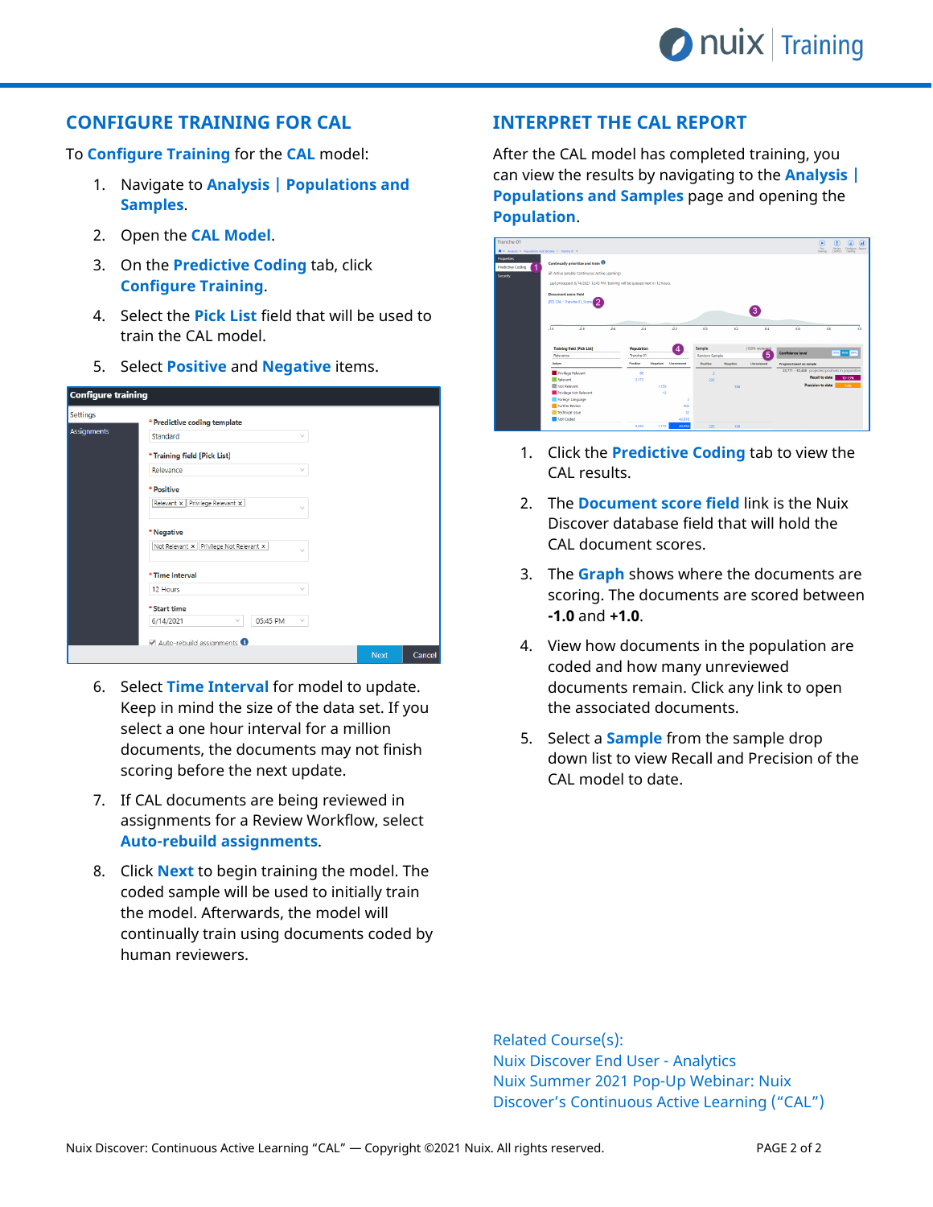## CONFIGURE TRAINING FOR CAL

To **Configure Training** for the **CAL** model:

1. Navigate to **Analysis | Populations and Samples**.
2. Open the **CAL Model**.
3. On the **Predictive Coding** tab, click **Configure Training**.
4. Select the **Pick List** field that will be used to train the CAL model.
5. Select **Positive** and **Negative** items.

6. Select **Time Interval** for model to update. Keep in mind the size of the data set. If you select a one hour interval for a million documents, the documents may not finish scoring before the next update.
7. If CAL documents are being reviewed in assignments for a Review Workflow, select **Auto-rebuild assignments**.
8. Click **Next** to begin training the model. The coded sample will be used to initially train the model. Afterwards, the model will continually train using documents coded by human reviewers.

## INTERPRET THE CAL REPORT

After the CAL model has completed training, you can view the results by navigating to the **Analysis | Populations and Samples** page and opening the **Population**.

1. Click the **Predictive Coding** tab to view the CAL results.
2. The **Document score field** link is the Nuix Discover database field that will hold the CAL document scores.
3. The **Graph** shows where the documents are scoring. The documents are scored between **-1.0** and **+1.0**.
4. View how documents in the population are coded and how many unreviewed documents remain. Click any link to open the associated documents.
5. Select a **Sample** from the sample drop down list to view Recall and Precision of the CAL model to date.

Related Course(s):
Nuix Discover End User - Analytics
Nuix Summer 2021 Pop-Up Webinar: Nuix Discover's Continuous Active Learning ("CAL")

Nuix Discover: Continuous Active Learning "CAL" — Copyright ©2021 Nuix. All rights reserved.